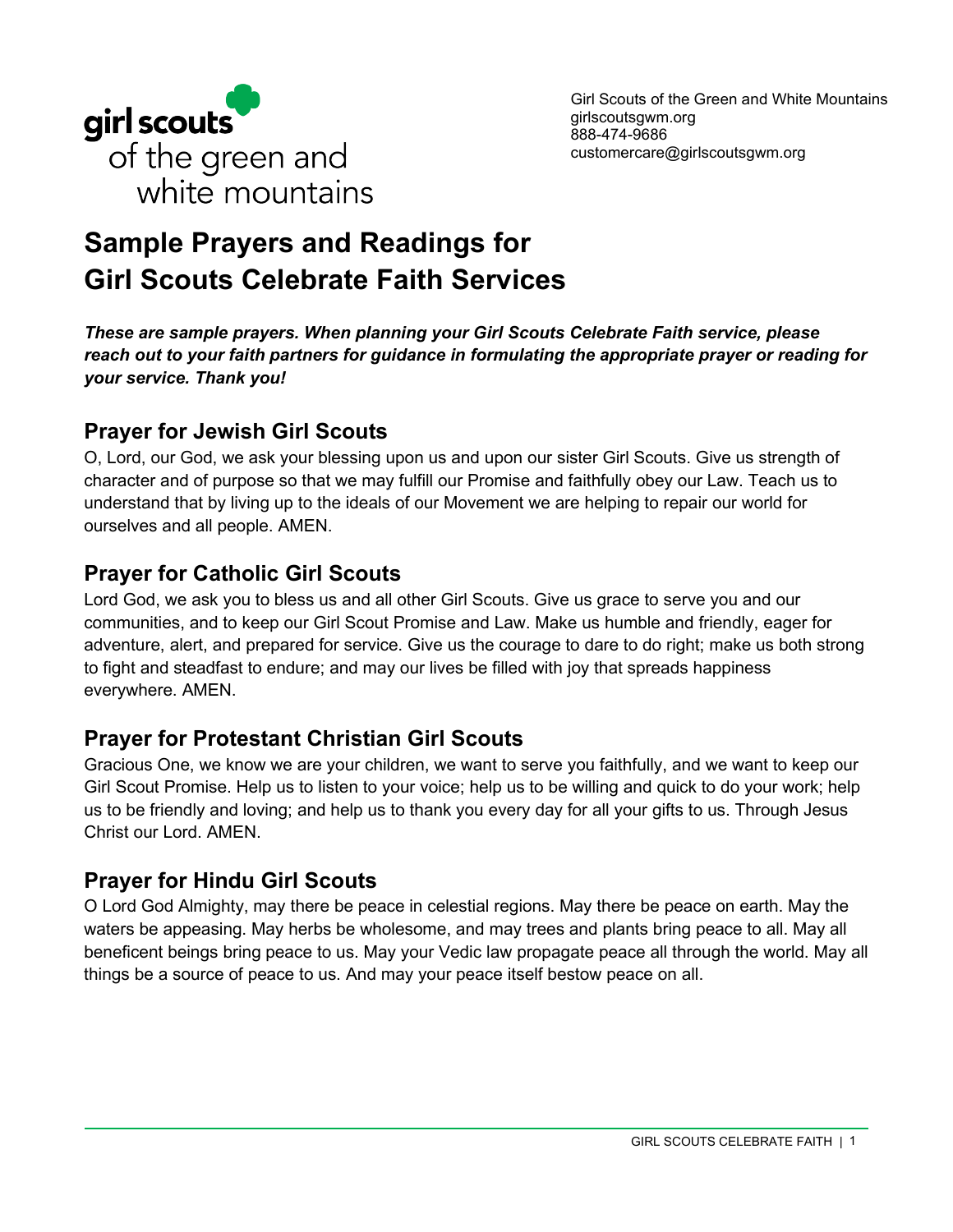girl scouts of the green and white mountains

Girl Scouts of the Green and White Mountains
girlscoutsgwm.org
888-474-9686
customercare@girlscoutsgwm.org

# Sample Prayers and Readings for Girl Scouts Celebrate Faith Services

***These are sample prayers. When planning your Girl Scouts Celebrate Faith service, please reach out to your faith partners for guidance in formulating the appropriate prayer or reading for your service. Thank you!***

## Prayer for Jewish Girl Scouts

O, Lord, our God, we ask your blessing upon us and upon our sister Girl Scouts. Give us strength of character and of purpose so that we may fulfill our Promise and faithfully obey our Law. Teach us to understand that by living up to the ideals of our Movement we are helping to repair our world for ourselves and all people. AMEN.

## Prayer for Catholic Girl Scouts

Lord God, we ask you to bless us and all other Girl Scouts. Give us grace to serve you and our communities, and to keep our Girl Scout Promise and Law. Make us humble and friendly, eager for adventure, alert, and prepared for service. Give us the courage to dare to do right; make us both strong to fight and steadfast to endure; and may our lives be filled with joy that spreads happiness everywhere. AMEN.

## Prayer for Protestant Christian Girl Scouts

Gracious One, we know we are your children, we want to serve you faithfully, and we want to keep our Girl Scout Promise. Help us to listen to your voice; help us to be willing and quick to do your work; help us to be friendly and loving; and help us to thank you every day for all your gifts to us. Through Jesus Christ our Lord. AMEN.

## Prayer for Hindu Girl Scouts

O Lord God Almighty, may there be peace in celestial regions. May there be peace on earth. May the waters be appeasing. May herbs be wholesome, and may trees and plants bring peace to all. May all beneficent beings bring peace to us. May your Vedic law propagate peace all through the world. May all things be a source of peace to us. And may your peace itself bestow peace on all.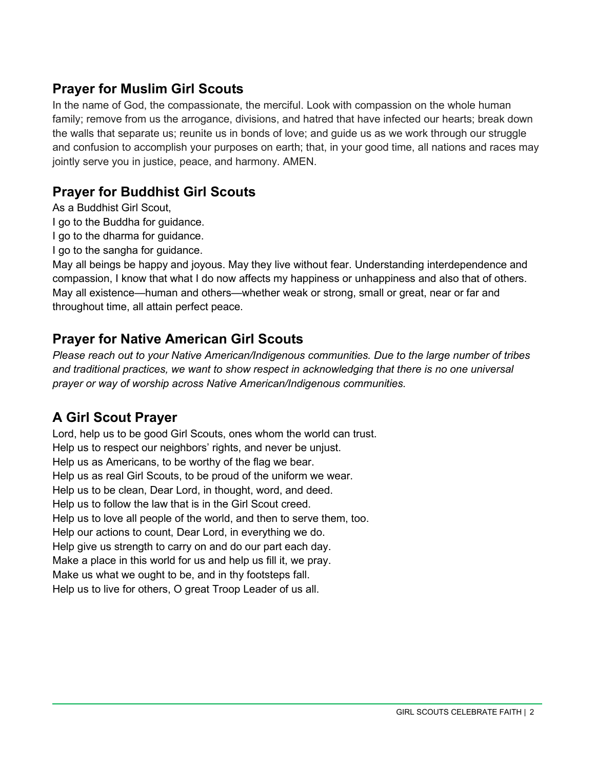## Prayer for Muslim Girl Scouts

In the name of God, the compassionate, the merciful. Look with compassion on the whole human family; remove from us the arrogance, divisions, and hatred that have infected our hearts; break down the walls that separate us; reunite us in bonds of love; and guide us as we work through our struggle and confusion to accomplish your purposes on earth; that, in your good time, all nations and races may jointly serve you in justice, peace, and harmony. AMEN.

## Prayer for Buddhist Girl Scouts

As a Buddhist Girl Scout,
I go to the Buddha for guidance.
I go to the dharma for guidance.
I go to the sangha for guidance.
May all beings be happy and joyous. May they live without fear. Understanding interdependence and compassion, I know that what I do now affects my happiness or unhappiness and also that of others. May all existence—human and others—whether weak or strong, small or great, near or far and throughout time, all attain perfect peace.

## Prayer for Native American Girl Scouts

*Please reach out to your Native American/Indigenous communities. Due to the large number of tribes and traditional practices, we want to show respect in acknowledging that there is no one universal prayer or way of worship across Native American/Indigenous communities.*

## A Girl Scout Prayer

Lord, help us to be good Girl Scouts, ones whom the world can trust.
Help us to respect our neighbors' rights, and never be unjust.
Help us as Americans, to be worthy of the flag we bear.
Help us as real Girl Scouts, to be proud of the uniform we wear.
Help us to be clean, Dear Lord, in thought, word, and deed.
Help us to follow the law that is in the Girl Scout creed.
Help us to love all people of the world, and then to serve them, too.
Help our actions to count, Dear Lord, in everything we do.
Help give us strength to carry on and do our part each day.
Make a place in this world for us and help us fill it, we pray.
Make us what we ought to be, and in thy footsteps fall.
Help us to live for others, O great Troop Leader of us all.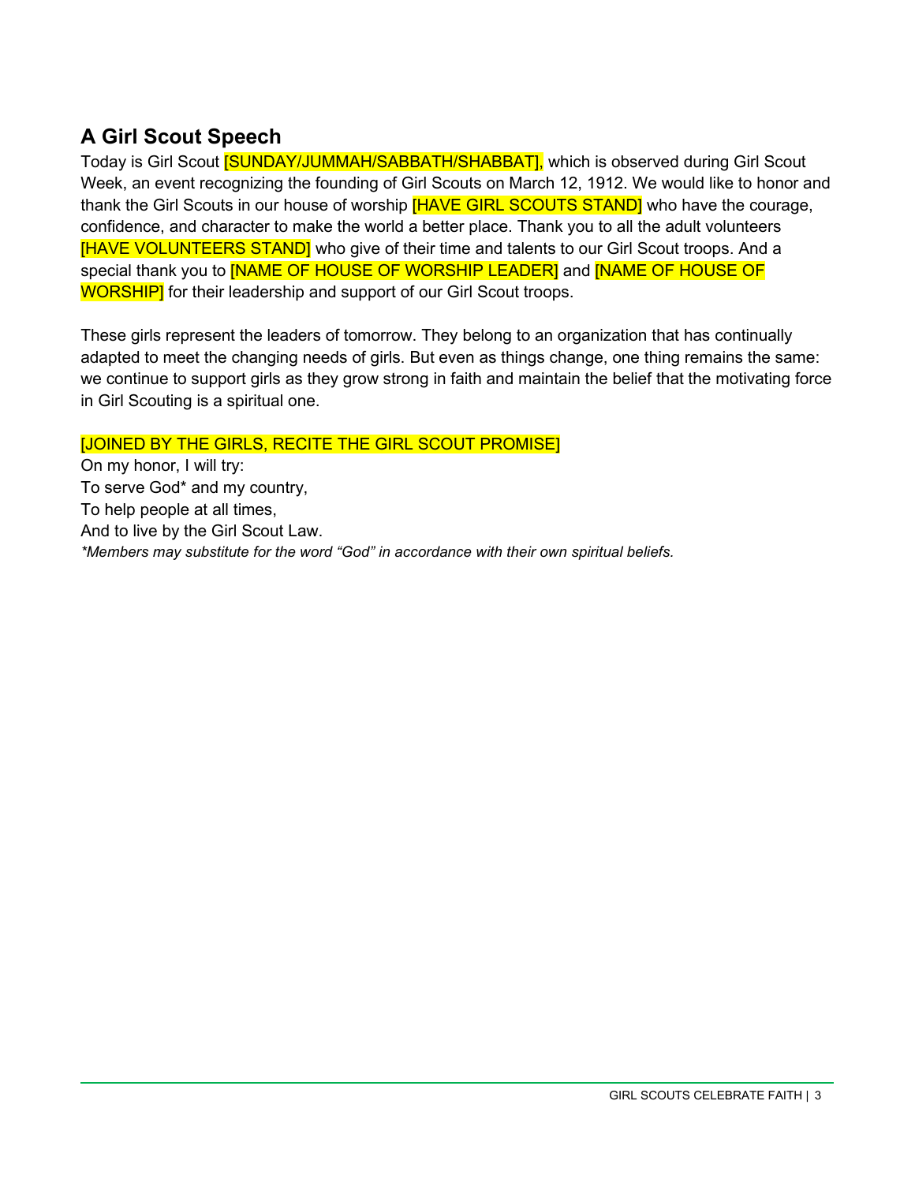## A Girl Scout Speech

Today is Girl Scout [SUNDAY/JUMMAH/SABBATH/SHABBAT], which is observed during Girl Scout Week, an event recognizing the founding of Girl Scouts on March 12, 1912. We would like to honor and thank the Girl Scouts in our house of worship [HAVE GIRL SCOUTS STAND] who have the courage, confidence, and character to make the world a better place. Thank you to all the adult volunteers [HAVE VOLUNTEERS STAND] who give of their time and talents to our Girl Scout troops. And a special thank you to [NAME OF HOUSE OF WORSHIP LEADER] and [NAME OF HOUSE OF WORSHIP] for their leadership and support of our Girl Scout troops.

These girls represent the leaders of tomorrow. They belong to an organization that has continually adapted to meet the changing needs of girls. But even as things change, one thing remains the same: we continue to support girls as they grow strong in faith and maintain the belief that the motivating force in Girl Scouting is a spiritual one.

[JOINED BY THE GIRLS, RECITE THE GIRL SCOUT PROMISE]

On my honor, I will try:
To serve God* and my country,
To help people at all times,
And to live by the Girl Scout Law.

*\*Members may substitute for the word "God" in accordance with their own spiritual beliefs.*